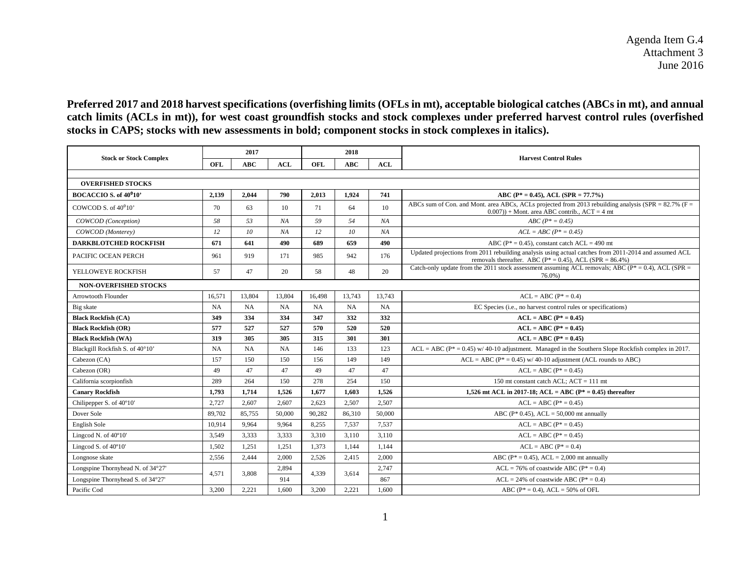Agenda Item G.4
Attachment 3
June 2016

**Preferred 2017 and 2018 harvest specifications (overfishing limits (OFLs in mt), acceptable biological catches (ABCs in mt), and annual catch limits (ACLs in mt)), for west coast groundfish stocks and stock complexes under preferred harvest control rules (overfished stocks in CAPS; stocks with new assessments in bold; component stocks in stock complexes in italics).**

| Stock or Stock Complex | 2017 | | | 2018 | | | Harvest Control Rules |
|---|---|---|---|---|---|---|---|
| | OFL | ABC | ACL | OFL | ABC | ACL | |
| **OVERFISHED STOCKS** | | | | | | | |
| **BOCACCIO S. of 40°10'** | **2,139** | **2,044** | **790** | **2,013** | **1,924** | **741** | **ABC (P* = 0.45), ACL (SPR = 77.7%)** |
| COWCOD S. of 40°10' | 70 | 63 | 10 | 71 | 64 | 10 | ABCs sum of Con. and Mont. area ABCs, ACLs projected from 2013 rebuilding analysis (SPR = 82.7% (F = 0.007)) + Mont. area ABC contrib., ACT = 4 mt |
| *COWCOD (Conception)* | *58* | *53* | *NA* | *59* | *54* | *NA* | *ABC (P* = 0.45)* |
| *COWCOD (Monterey)* | *12* | *10* | *NA* | *12* | *10* | *NA* | *ACL = ABC (P* = 0.45)* |
| **DARKBLOTCHED ROCKFISH** | **671** | **641** | **490** | **689** | **659** | **490** | ABC (P* = 0.45), constant catch ACL = 490 mt |
| PACIFIC OCEAN PERCH | 961 | 919 | 171 | 985 | 942 | 176 | Updated projections from 2011 rebuilding analysis using actual catches from 2011-2014 and assumed ACL removals thereafter. ABC (P* = 0.45), ACL (SPR = 86.4%) |
| YELLOWEYE ROCKFISH | 57 | 47 | 20 | 58 | 48 | 20 | Catch-only update from the 2011 stock assessment assuming ACL removals; ABC (P* = 0.4), ACL (SPR = 76.0%) |
| **NON-OVERFISHED STOCKS** | | | | | | | |
| Arrowtooth Flounder | 16,571 | 13,804 | 13,804 | 16,498 | 13,743 | 13,743 | ACL = ABC (P* = 0.4) |
| Big skate | NA | NA | NA | NA | NA | NA | EC Species (i.e., no harvest control rules or specifications) |
| **Black Rockfish (CA)** | **349** | **334** | **334** | **347** | **332** | **332** | **ACL = ABC (P* = 0.45)** |
| **Black Rockfish (OR)** | **577** | **527** | **527** | **570** | **520** | **520** | **ACL = ABC (P* = 0.45)** |
| **Black Rockfish (WA)** | **319** | **305** | **305** | **315** | **301** | **301** | **ACL = ABC (P* = 0.45)** |
| Blackgill Rockfish S. of 40°10' | NA | NA | NA | 146 | 133 | 123 | ACL = ABC (P* = 0.45) w/ 40-10 adjustment. Managed in the Southern Slope Rockfish complex in 2017. |
| Cabezon (CA) | 157 | 150 | 150 | 156 | 149 | 149 | ACL = ABC (P* = 0.45) w/ 40-10 adjustment (ACL rounds to ABC) |
| Cabezon (OR) | 49 | 47 | 47 | 49 | 47 | 47 | ACL = ABC (P* = 0.45) |
| California scorpionfish | 289 | 264 | 150 | 278 | 254 | 150 | 150 mt constant catch ACL; ACT = 111 mt |
| **Canary Rockfish** | **1,793** | **1,714** | **1,526** | **1,677** | **1,603** | **1,526** | **1,526 mt ACL in 2017-18; ACL = ABC (P* = 0.45) thereafter** |
| Chilipepper S. of 40°10' | 2,727 | 2,607 | 2,607 | 2,623 | 2,507 | 2,507 | ACL = ABC (P* = 0.45) |
| Dover Sole | 89,702 | 85,755 | 50,000 | 90,282 | 86,310 | 50,000 | ABC (P* 0.45), ACL = 50,000 mt annually |
| English Sole | 10,914 | 9,964 | 9,964 | 8,255 | 7,537 | 7,537 | ACL = ABC (P* = 0.45) |
| Lingcod N. of 40°10' | 3,549 | 3,333 | 3,333 | 3,310 | 3,110 | 3,110 | ACL = ABC (P* = 0.45) |
| Lingcod S. of 40°10' | 1,502 | 1,251 | 1,251 | 1,373 | 1,144 | 1,144 | ACL = ABC (P* = 0.4) |
| Longnose skate | 2,556 | 2,444 | 2,000 | 2,526 | 2,415 | 2,000 | ABC (P* = 0.45), ACL = 2,000 mt annually |
| Longspine Thornyhead N. of 34°27' | 4,571 | 3,808 | 2,894 | 4,339 | 3,614 | 2,747 | ACL = 76% of coastwide ABC (P* = 0.4) |
| Longspine Thornyhead S. of 34°27' | | | 914 | | | 867 | ACL = 24% of coastwide ABC (P* = 0.4) |
| Pacific Cod | 3,200 | 2,221 | 1,600 | 3,200 | 2,221 | 1,600 | ABC (P* = 0.4), ACL = 50% of OFL |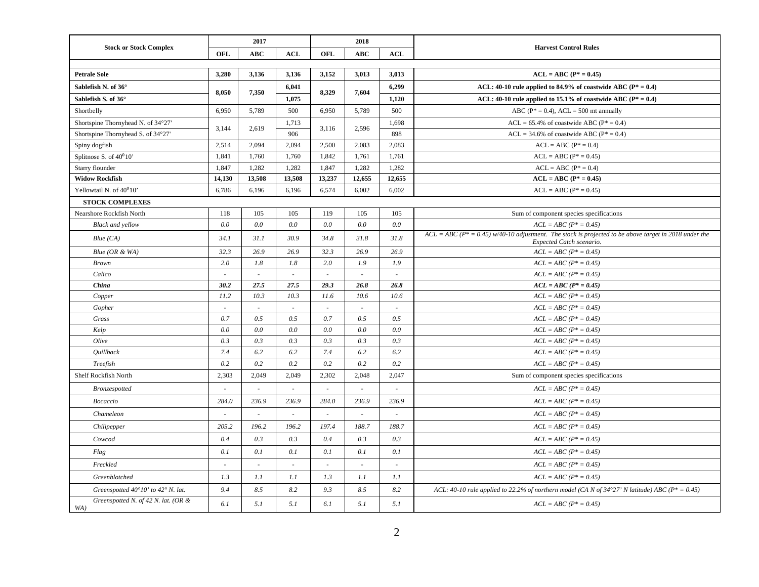| Stock or Stock Complex | 2017 | | | 2018 | | | Harvest Control Rules |
|---|---|---|---|---|---|---|---|
| | OFL | ABC | ACL | OFL | ABC | ACL | |
| **Petrale Sole** | **3,280** | **3,136** | **3,136** | **3,152** | **3,013** | **3,013** | **ACL = ABC (P* = 0.45)** |
| **Sablefish N. of 36°** | **8,050** | **7,350** | **6,041** | **8,329** | **7,604** | **6,299** | **ACL: 40-10 rule applied to 84.9% of coastwide ABC (P* = 0.4)** |
| **Sablefish S. of 36°** | | | **1,075** | | | **1,120** | **ACL: 40-10 rule applied to 15.1% of coastwide ABC (P* = 0.4)** |
| Shortbelly | 6,950 | 5,789 | 500 | 6,950 | 5,789 | 500 | ABC (P* = 0.4), ACL = 500 mt annually |
| Shortspine Thornyhead N. of 34°27' | 3,144 | 2,619 | 1,713 | 3,116 | 2,596 | 1,698 | ACL = 65.4% of coastwide ABC (P* = 0.4) |
| Shortspine Thornyhead S. of 34°27' | | | 906 | | | 898 | ACL = 34.6% of coastwide ABC (P* = 0.4) |
| Spiny dogfish | 2,514 | 2,094 | 2,094 | 2,500 | 2,083 | 2,083 | ACL = ABC (P* = 0.4) |
| Splitnose S. of 40°10' | 1,841 | 1,760 | 1,760 | 1,842 | 1,761 | 1,761 | ACL = ABC (P* = 0.45) |
| Starry flounder | 1,847 | 1,282 | 1,282 | 1,847 | 1,282 | 1,282 | ACL = ABC (P* = 0.4) |
| **Widow Rockfish** | **14,130** | **13,508** | **13,508** | **13,237** | **12,655** | **12,655** | **ACL = ABC (P* = 0.45)** |
| Yellowtail N. of 40°10' | 6,786 | 6,196 | 6,196 | 6,574 | 6,002 | 6,002 | ACL = ABC (P* = 0.45) |
| **STOCK COMPLEXES** | | | | | | | |
| Nearshore Rockfish North | 118 | 105 | 105 | 119 | 105 | 105 | Sum of component species specifications |
| *Black and yellow* | *0.0* | *0.0* | *0.0* | *0.0* | *0.0* | *0.0* | *ACL = ABC (P* = 0.45)* |
| *Blue (CA)* | *34.1* | *31.1* | *30.9* | *34.8* | *31.8* | *31.8* | *ACL = ABC (P* = 0.45) w/40-10 adjustment. The stock is projected to be above target in 2018 under the Expected Catch scenario.* |
| *Blue (OR & WA)* | *32.3* | *26.9* | *26.9* | *32.3* | *26.9* | *26.9* | *ACL = ABC (P* = 0.45)* |
| *Brown* | *2.0* | *1.8* | *1.8* | *2.0* | *1.9* | *1.9* | *ACL = ABC (P* = 0.45)* |
| *Calico* | - | - | - | - | - | - | *ACL = ABC (P* = 0.45)* |
| ***China*** | ***30.2*** | ***27.5*** | ***27.5*** | ***29.3*** | ***26.8*** | ***26.8*** | ***ACL = ABC (P* = 0.45)*** |
| *Copper* | *11.2* | *10.3* | *10.3* | *11.6* | *10.6* | *10.6* | *ACL = ABC (P* = 0.45)* |
| *Gopher* | - | - | - | - | - | - | *ACL = ABC (P* = 0.45)* |
| *Grass* | *0.7* | *0.5* | *0.5* | *0.7* | *0.5* | *0.5* | *ACL = ABC (P* = 0.45)* |
| *Kelp* | *0.0* | *0.0* | *0.0* | *0.0* | *0.0* | *0.0* | *ACL = ABC (P* = 0.45)* |
| *Olive* | *0.3* | *0.3* | *0.3* | *0.3* | *0.3* | *0.3* | *ACL = ABC (P* = 0.45)* |
| *Quillback* | *7.4* | *6.2* | *6.2* | *7.4* | *6.2* | *6.2* | *ACL = ABC (P* = 0.45)* |
| *Treefish* | *0.2* | *0.2* | *0.2* | *0.2* | *0.2* | *0.2* | *ACL = ABC (P* = 0.45)* |
| Shelf Rockfish North | 2,303 | 2,049 | 2,049 | 2,302 | 2,048 | 2,047 | Sum of component species specifications |
| *Bronzespotted* | - | - | - | - | - | - | *ACL = ABC (P* = 0.45)* |
| *Bocaccio* | *284.0* | *236.9* | *236.9* | *284.0* | *236.9* | *236.9* | *ACL = ABC (P* = 0.45)* |
| *Chameleon* | - | - | - | - | - | - | *ACL = ABC (P* = 0.45)* |
| *Chilipepper* | *205.2* | *196.2* | *196.2* | *197.4* | *188.7* | *188.7* | *ACL = ABC (P* = 0.45)* |
| *Cowcod* | *0.4* | *0.3* | *0.3* | *0.4* | *0.3* | *0.3* | *ACL = ABC (P* = 0.45)* |
| *Flag* | *0.1* | *0.1* | *0.1* | *0.1* | *0.1* | *0.1* | *ACL = ABC (P* = 0.45)* |
| *Freckled* | - | - | - | - | - | - | *ACL = ABC (P* = 0.45)* |
| *Greenblotched* | *1.3* | *1.1* | *1.1* | *1.3* | *1.1* | *1.1* | *ACL = ABC (P* = 0.45)* |
| *Greenspotted 40°10' to 42° N. lat.* | *9.4* | *8.5* | *8.2* | *9.3* | *8.5* | *8.2* | *ACL: 40-10 rule applied to 22.2% of northern model (CA N of 34°27' N latitude) ABC (P* = 0.45)* |
| *Greenspotted N. of 42 N. lat. (OR & WA)* | *6.1* | *5.1* | *5.1* | *6.1* | *5.1* | *5.1* | *ACL = ABC (P* = 0.45)* |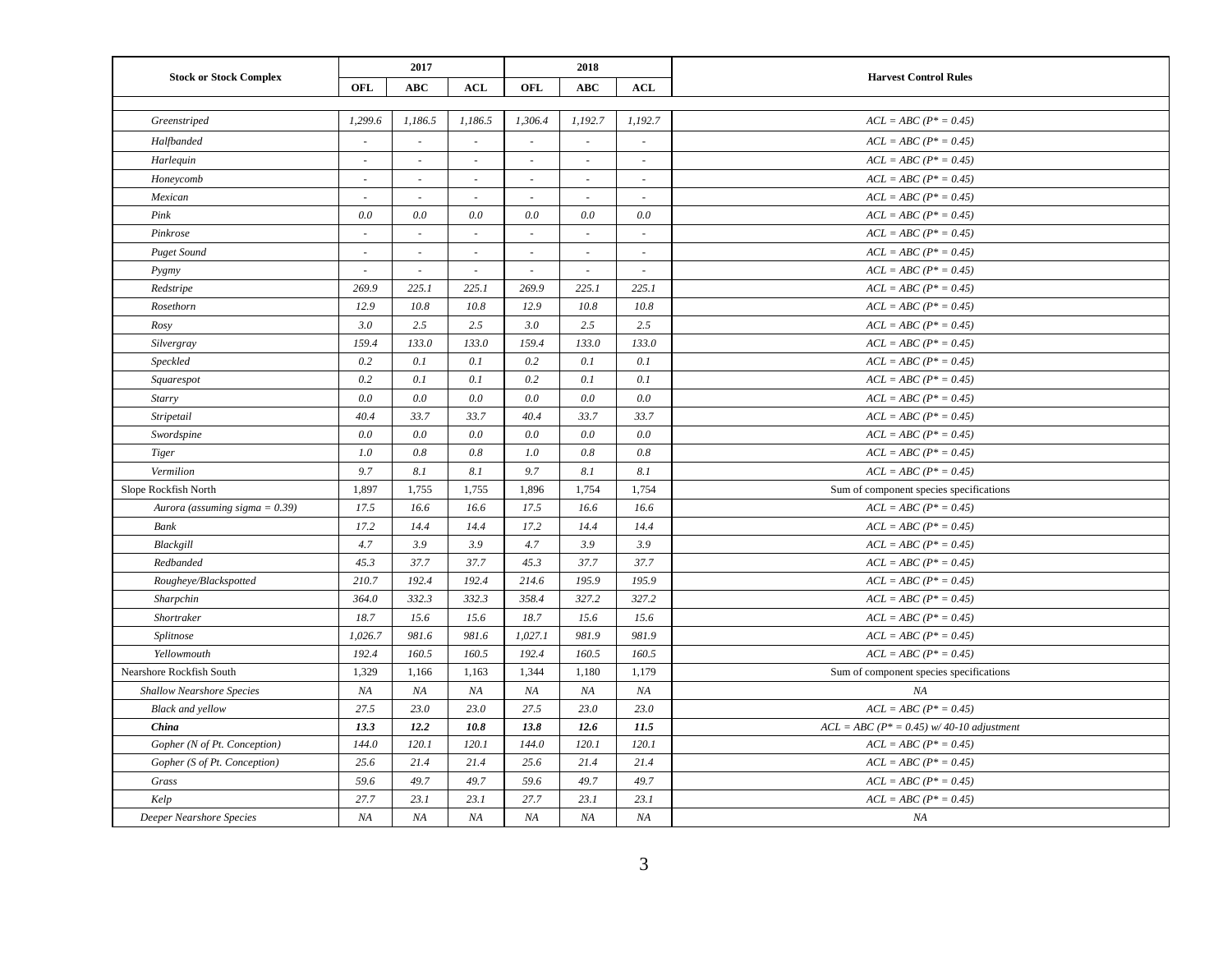| Stock or Stock Complex | 2017 | | | 2018 | | | Harvest Control Rules |
|---|---|---|---|---|---|---|---|
| | OFL | ABC | ACL | OFL | ABC | ACL | |
| *Greenstriped* | *1,299.6* | *1,186.5* | *1,186.5* | *1,306.4* | *1,192.7* | *1,192.7* | *ACL = ABC (P* = 0.45)* |
| *Halfbanded* | - | - | - | - | - | - | *ACL = ABC (P* = 0.45)* |
| *Harlequin* | - | - | - | - | - | - | *ACL = ABC (P* = 0.45)* |
| *Honeycomb* | - | - | - | - | - | - | *ACL = ABC (P* = 0.45)* |
| *Mexican* | - | - | - | - | - | - | *ACL = ABC (P* = 0.45)* |
| *Pink* | *0.0* | *0.0* | *0.0* | *0.0* | *0.0* | *0.0* | *ACL = ABC (P* = 0.45)* |
| *Pinkrose* | - | - | - | - | - | - | *ACL = ABC (P* = 0.45)* |
| *Puget Sound* | - | - | - | - | - | - | *ACL = ABC (P* = 0.45)* |
| *Pygmy* | - | - | - | - | - | - | *ACL = ABC (P* = 0.45)* |
| *Redstripe* | *269.9* | *225.1* | *225.1* | *269.9* | *225.1* | *225.1* | *ACL = ABC (P* = 0.45)* |
| *Rosethorn* | *12.9* | *10.8* | *10.8* | *12.9* | *10.8* | *10.8* | *ACL = ABC (P* = 0.45)* |
| *Rosy* | *3.0* | *2.5* | *2.5* | *3.0* | *2.5* | *2.5* | *ACL = ABC (P* = 0.45)* |
| *Silvergray* | *159.4* | *133.0* | *133.0* | *159.4* | *133.0* | *133.0* | *ACL = ABC (P* = 0.45)* |
| *Speckled* | *0.2* | *0.1* | *0.1* | *0.2* | *0.1* | *0.1* | *ACL = ABC (P* = 0.45)* |
| *Squarespot* | *0.2* | *0.1* | *0.1* | *0.2* | *0.1* | *0.1* | *ACL = ABC (P* = 0.45)* |
| *Starry* | *0.0* | *0.0* | *0.0* | *0.0* | *0.0* | *0.0* | *ACL = ABC (P* = 0.45)* |
| *Stripetail* | *40.4* | *33.7* | *33.7* | *40.4* | *33.7* | *33.7* | *ACL = ABC (P* = 0.45)* |
| *Swordspine* | *0.0* | *0.0* | *0.0* | *0.0* | *0.0* | *0.0* | *ACL = ABC (P* = 0.45)* |
| *Tiger* | *1.0* | *0.8* | *0.8* | *1.0* | *0.8* | *0.8* | *ACL = ABC (P* = 0.45)* |
| *Vermilion* | *9.7* | *8.1* | *8.1* | *9.7* | *8.1* | *8.1* | *ACL = ABC (P* = 0.45)* |
| Slope Rockfish North | 1,897 | 1,755 | 1,755 | 1,896 | 1,754 | 1,754 | Sum of component species specifications |
| *Aurora (assuming sigma = 0.39)* | *17.5* | *16.6* | *16.6* | *17.5* | *16.6* | *16.6* | *ACL = ABC (P* = 0.45)* |
| *Bank* | *17.2* | *14.4* | *14.4* | *17.2* | *14.4* | *14.4* | *ACL = ABC (P* = 0.45)* |
| *Blackgill* | *4.7* | *3.9* | *3.9* | *4.7* | *3.9* | *3.9* | *ACL = ABC (P* = 0.45)* |
| *Redbanded* | *45.3* | *37.7* | *37.7* | *45.3* | *37.7* | *37.7* | *ACL = ABC (P* = 0.45)* |
| *Rougheye/Blackspotted* | *210.7* | *192.4* | *192.4* | *214.6* | *195.9* | *195.9* | *ACL = ABC (P* = 0.45)* |
| *Sharpchin* | *364.0* | *332.3* | *332.3* | *358.4* | *327.2* | *327.2* | *ACL = ABC (P* = 0.45)* |
| *Shortraker* | *18.7* | *15.6* | *15.6* | *18.7* | *15.6* | *15.6* | *ACL = ABC (P* = 0.45)* |
| *Splitnose* | *1,026.7* | *981.6* | *981.6* | *1,027.1* | *981.9* | *981.9* | *ACL = ABC (P* = 0.45)* |
| *Yellowmouth* | *192.4* | *160.5* | *160.5* | *192.4* | *160.5* | *160.5* | *ACL = ABC (P* = 0.45)* |
| Nearshore Rockfish South | 1,329 | 1,166 | 1,163 | 1,344 | 1,180 | 1,179 | Sum of component species specifications |
| *Shallow Nearshore Species* | *NA* | *NA* | *NA* | *NA* | *NA* | *NA* | *NA* |
| *Black and yellow* | *27.5* | *23.0* | *23.0* | *27.5* | *23.0* | *23.0* | *ACL = ABC (P* = 0.45)* |
| ***China*** | ***13.3*** | ***12.2*** | ***10.8*** | ***13.8*** | ***12.6*** | ***11.5*** | *ACL = ABC (P* = 0.45) w/ 40-10 adjustment* |
| *Gopher (N of Pt. Conception)* | *144.0* | *120.1* | *120.1* | *144.0* | *120.1* | *120.1* | *ACL = ABC (P* = 0.45)* |
| *Gopher (S of Pt. Conception)* | *25.6* | *21.4* | *21.4* | *25.6* | *21.4* | *21.4* | *ACL = ABC (P* = 0.45)* |
| *Grass* | *59.6* | *49.7* | *49.7* | *59.6* | *49.7* | *49.7* | *ACL = ABC (P* = 0.45)* |
| *Kelp* | *27.7* | *23.1* | *23.1* | *27.7* | *23.1* | *23.1* | *ACL = ABC (P* = 0.45)* |
| *Deeper Nearshore Species* | *NA* | *NA* | *NA* | *NA* | *NA* | *NA* | *NA* |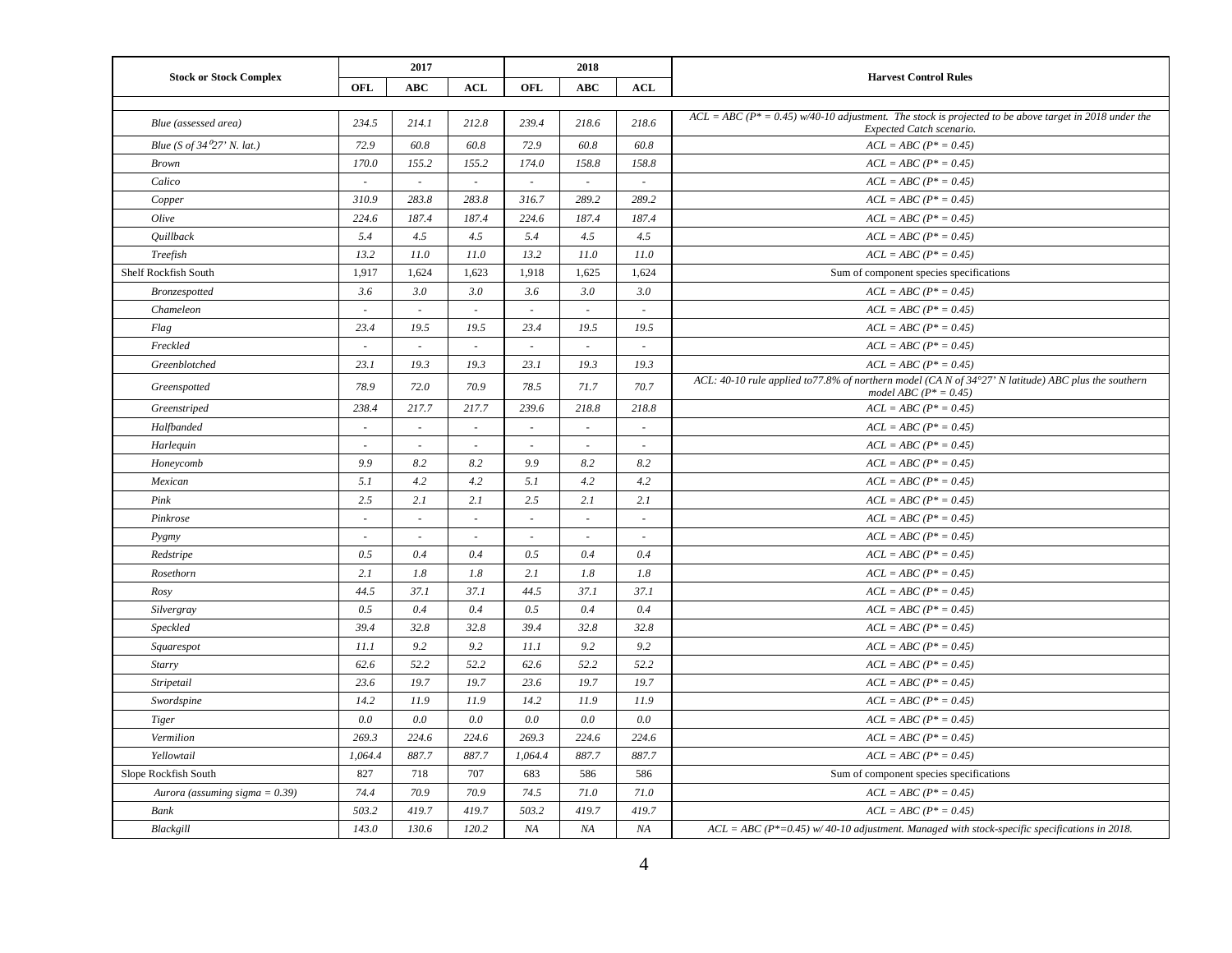| Stock or Stock Complex | 2017 | | | 2018 | | | Harvest Control Rules |
|---|---|---|---|---|---|---|---|
| | OFL | ABC | ACL | OFL | ABC | ACL | |
| *Blue (assessed area)* | *234.5* | *214.1* | *212.8* | *239.4* | *218.6* | *218.6* | *ACL = ABC (P* = 0.45) w/40-10 adjustment. The stock is projected to be above target in 2018 under the Expected Catch scenario.* |
| *Blue (S of 34°27' N. lat.)* | *72.9* | *60.8* | *60.8* | *72.9* | *60.8* | *60.8* | *ACL = ABC (P* = 0.45)* |
| *Brown* | *170.0* | *155.2* | *155.2* | *174.0* | *158.8* | *158.8* | *ACL = ABC (P* = 0.45)* |
| *Calico* | - | - | - | - | - | - | *ACL = ABC (P* = 0.45)* |
| *Copper* | *310.9* | *283.8* | *283.8* | *316.7* | *289.2* | *289.2* | *ACL = ABC (P* = 0.45)* |
| *Olive* | *224.6* | *187.4* | *187.4* | *224.6* | *187.4* | *187.4* | *ACL = ABC (P* = 0.45)* |
| *Quillback* | *5.4* | *4.5* | *4.5* | *5.4* | *4.5* | *4.5* | *ACL = ABC (P* = 0.45)* |
| *Treefish* | *13.2* | *11.0* | *11.0* | *13.2* | *11.0* | *11.0* | *ACL = ABC (P* = 0.45)* |
| Shelf Rockfish South | 1,917 | 1,624 | 1,623 | 1,918 | 1,625 | 1,624 | Sum of component species specifications |
| *Bronzespotted* | *3.6* | *3.0* | *3.0* | *3.6* | *3.0* | *3.0* | *ACL = ABC (P* = 0.45)* |
| *Chameleon* | - | - | - | - | - | - | *ACL = ABC (P* = 0.45)* |
| *Flag* | *23.4* | *19.5* | *19.5* | *23.4* | *19.5* | *19.5* | *ACL = ABC (P* = 0.45)* |
| *Freckled* | - | - | - | - | - | - | *ACL = ABC (P* = 0.45)* |
| *Greenblotched* | *23.1* | *19.3* | *19.3* | *23.1* | *19.3* | *19.3* | *ACL = ABC (P* = 0.45)* |
| *Greenspotted* | *78.9* | *72.0* | *70.9* | *78.5* | *71.7* | *70.7* | *ACL: 40-10 rule applied to77.8% of northern model (CA N of 34°27' N latitude) ABC plus the southern model ABC (P* = 0.45)* |
| *Greenstriped* | *238.4* | *217.7* | *217.7* | *239.6* | *218.8* | *218.8* | *ACL = ABC (P* = 0.45)* |
| *Halfbanded* | - | - | - | - | - | - | *ACL = ABC (P* = 0.45)* |
| *Harlequin* | - | - | - | - | - | - | *ACL = ABC (P* = 0.45)* |
| *Honeycomb* | *9.9* | *8.2* | *8.2* | *9.9* | *8.2* | *8.2* | *ACL = ABC (P* = 0.45)* |
| *Mexican* | *5.1* | *4.2* | *4.2* | *5.1* | *4.2* | *4.2* | *ACL = ABC (P* = 0.45)* |
| *Pink* | *2.5* | *2.1* | *2.1* | *2.5* | *2.1* | *2.1* | *ACL = ABC (P* = 0.45)* |
| *Pinkrose* | - | - | - | - | - | - | *ACL = ABC (P* = 0.45)* |
| *Pygmy* | - | - | - | - | - | - | *ACL = ABC (P* = 0.45)* |
| *Redstripe* | *0.5* | *0.4* | *0.4* | *0.5* | *0.4* | *0.4* | *ACL = ABC (P* = 0.45)* |
| *Rosethorn* | *2.1* | *1.8* | *1.8* | *2.1* | *1.8* | *1.8* | *ACL = ABC (P* = 0.45)* |
| *Rosy* | *44.5* | *37.1* | *37.1* | *44.5* | *37.1* | *37.1* | *ACL = ABC (P* = 0.45)* |
| *Silvergray* | *0.5* | *0.4* | *0.4* | *0.5* | *0.4* | *0.4* | *ACL = ABC (P* = 0.45)* |
| *Speckled* | *39.4* | *32.8* | *32.8* | *39.4* | *32.8* | *32.8* | *ACL = ABC (P* = 0.45)* |
| *Squarespot* | *11.1* | *9.2* | *9.2* | *11.1* | *9.2* | *9.2* | *ACL = ABC (P* = 0.45)* |
| *Starry* | *62.6* | *52.2* | *52.2* | *62.6* | *52.2* | *52.2* | *ACL = ABC (P* = 0.45)* |
| *Stripetail* | *23.6* | *19.7* | *19.7* | *23.6* | *19.7* | *19.7* | *ACL = ABC (P* = 0.45)* |
| *Swordspine* | *14.2* | *11.9* | *11.9* | *14.2* | *11.9* | *11.9* | *ACL = ABC (P* = 0.45)* |
| *Tiger* | *0.0* | *0.0* | *0.0* | *0.0* | *0.0* | *0.0* | *ACL = ABC (P* = 0.45)* |
| *Vermilion* | *269.3* | *224.6* | *224.6* | *269.3* | *224.6* | *224.6* | *ACL = ABC (P* = 0.45)* |
| *Yellowtail* | *1,064.4* | *887.7* | *887.7* | *1,064.4* | *887.7* | *887.7* | *ACL = ABC (P* = 0.45)* |
| Slope Rockfish South | 827 | 718 | 707 | 683 | 586 | 586 | Sum of component species specifications |
| *Aurora (assuming sigma = 0.39)* | *74.4* | *70.9* | *70.9* | *74.5* | *71.0* | *71.0* | *ACL = ABC (P* = 0.45)* |
| *Bank* | *503.2* | *419.7* | *419.7* | *503.2* | *419.7* | *419.7* | *ACL = ABC (P* = 0.45)* |
| *Blackgill* | *143.0* | *130.6* | *120.2* | *NA* | *NA* | *NA* | *ACL = ABC (P*=0.45) w/ 40-10 adjustment. Managed with stock-specific specifications in 2018.* |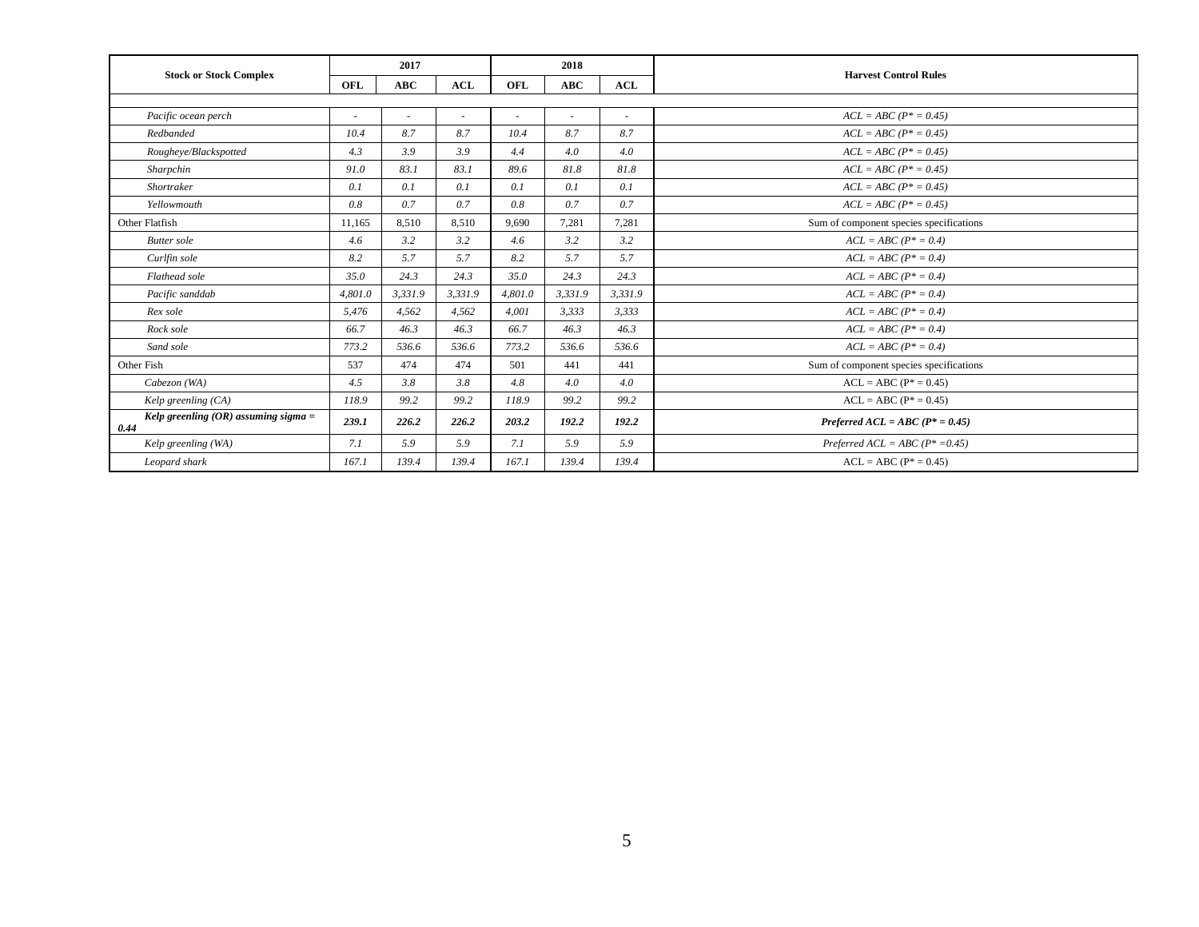| Stock or Stock Complex | 2017 | | | 2018 | | | Harvest Control Rules |
|---|---|---|---|---|---|---|---|
| | OFL | ABC | ACL | OFL | ABC | ACL | |
| | | | | | | | |
| *Pacific ocean perch* | - | - | - | - | - | - | *ACL = ABC (P* = 0.45)* |
| *Redbanded* | *10.4* | *8.7* | *8.7* | *10.4* | *8.7* | *8.7* | *ACL = ABC (P* = 0.45)* |
| *Rougheye/Blackspotted* | *4.3* | *3.9* | *3.9* | *4.4* | *4.0* | *4.0* | *ACL = ABC (P* = 0.45)* |
| *Sharpchin* | *91.0* | *83.1* | *83.1* | *89.6* | *81.8* | *81.8* | *ACL = ABC (P* = 0.45)* |
| *Shortraker* | *0.1* | *0.1* | *0.1* | *0.1* | *0.1* | *0.1* | *ACL = ABC (P* = 0.45)* |
| *Yellowmouth* | *0.8* | *0.7* | *0.7* | *0.8* | *0.7* | *0.7* | *ACL = ABC (P* = 0.45)* |
| Other Flatfish | 11,165 | 8,510 | 8,510 | 9,690 | 7,281 | 7,281 | Sum of component species specifications |
| *Butter sole* | *4.6* | *3.2* | *3.2* | *4.6* | *3.2* | *3.2* | *ACL = ABC (P* = 0.4)* |
| *Curlfin sole* | *8.2* | *5.7* | *5.7* | *8.2* | *5.7* | *5.7* | *ACL = ABC (P* = 0.4)* |
| *Flathead sole* | *35.0* | *24.3* | *24.3* | *35.0* | *24.3* | *24.3* | *ACL = ABC (P* = 0.4)* |
| *Pacific sanddab* | *4,801.0* | *3,331.9* | *3,331.9* | *4,801.0* | *3,331.9* | *3,331.9* | *ACL = ABC (P* = 0.4)* |
| *Rex sole* | *5,476* | *4,562* | *4,562* | *4,001* | *3,333* | *3,333* | *ACL = ABC (P* = 0.4)* |
| *Rock sole* | *66.7* | *46.3* | *46.3* | *66.7* | *46.3* | *46.3* | *ACL = ABC (P* = 0.4)* |
| *Sand sole* | *773.2* | *536.6* | *536.6* | *773.2* | *536.6* | *536.6* | *ACL = ABC (P* = 0.4)* |
| Other Fish | 537 | 474 | 474 | 501 | 441 | 441 | Sum of component species specifications |
| *Cabezon (WA)* | *4.5* | *3.8* | *3.8* | *4.8* | *4.0* | *4.0* | ACL = ABC (P* = 0.45) |
| *Kelp greenling (CA)* | *118.9* | *99.2* | *99.2* | *118.9* | *99.2* | *99.2* | ACL = ABC (P* = 0.45) |
| ***Kelp greenling (OR) assuming sigma = 0.44*** | ***239.1*** | ***226.2*** | ***226.2*** | ***203.2*** | ***192.2*** | ***192.2*** | ***Preferred ACL = ABC (P* = 0.45)*** |
| *Kelp greenling (WA)* | *7.1* | *5.9* | *5.9* | *7.1* | *5.9* | *5.9* | *Preferred ACL = ABC (P* =0.45)* |
| *Leopard shark* | *167.1* | *139.4* | *139.4* | *167.1* | *139.4* | *139.4* | ACL = ABC (P* = 0.45) |